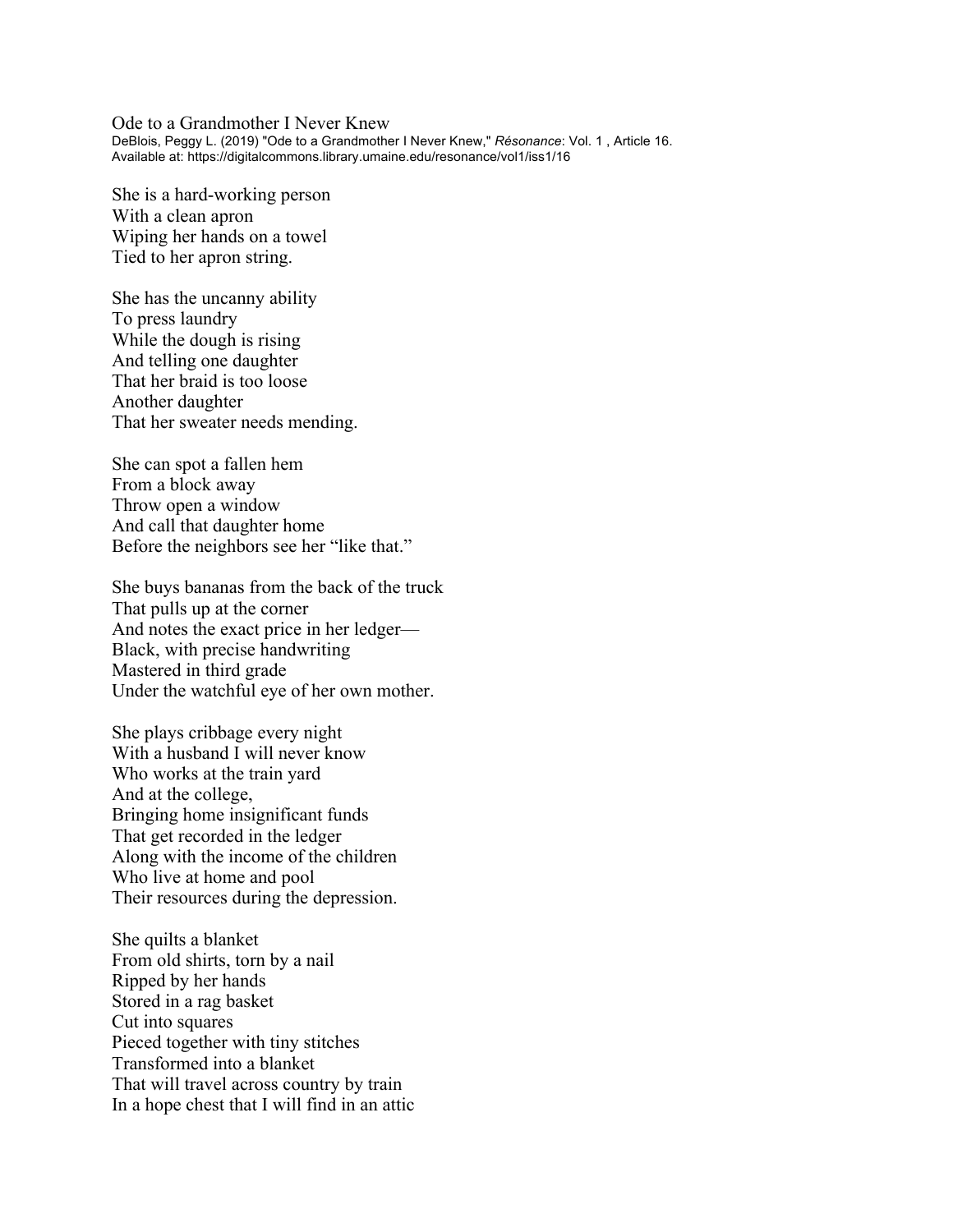# Ode to a Grandmother I Never Knew

DeBlois, Peggy L. (2019) "Ode to a Grandmother I Never Knew," *Résonance*: Vol. 1 , Article 16.
Available at: https://digitalcommons.library.umaine.edu/resonance/vol1/iss1/16

She is a hard-working person
With a clean apron
Wiping her hands on a towel
Tied to her apron string.

She has the uncanny ability
To press laundry
While the dough is rising
And telling one daughter
That her braid is too loose
Another daughter
That her sweater needs mending.

She can spot a fallen hem
From a block away
Throw open a window
And call that daughter home
Before the neighbors see her "like that."

She buys bananas from the back of the truck
That pulls up at the corner
And notes the exact price in her ledger—
Black, with precise handwriting
Mastered in third grade
Under the watchful eye of her own mother.

She plays cribbage every night
With a husband I will never know
Who works at the train yard
And at the college,
Bringing home insignificant funds
That get recorded in the ledger
Along with the income of the children
Who live at home and pool
Their resources during the depression.

She quilts a blanket
From old shirts, torn by a nail
Ripped by her hands
Stored in a rag basket
Cut into squares
Pieced together with tiny stitches
Transformed into a blanket
That will travel across country by train
In a hope chest that I will find in an attic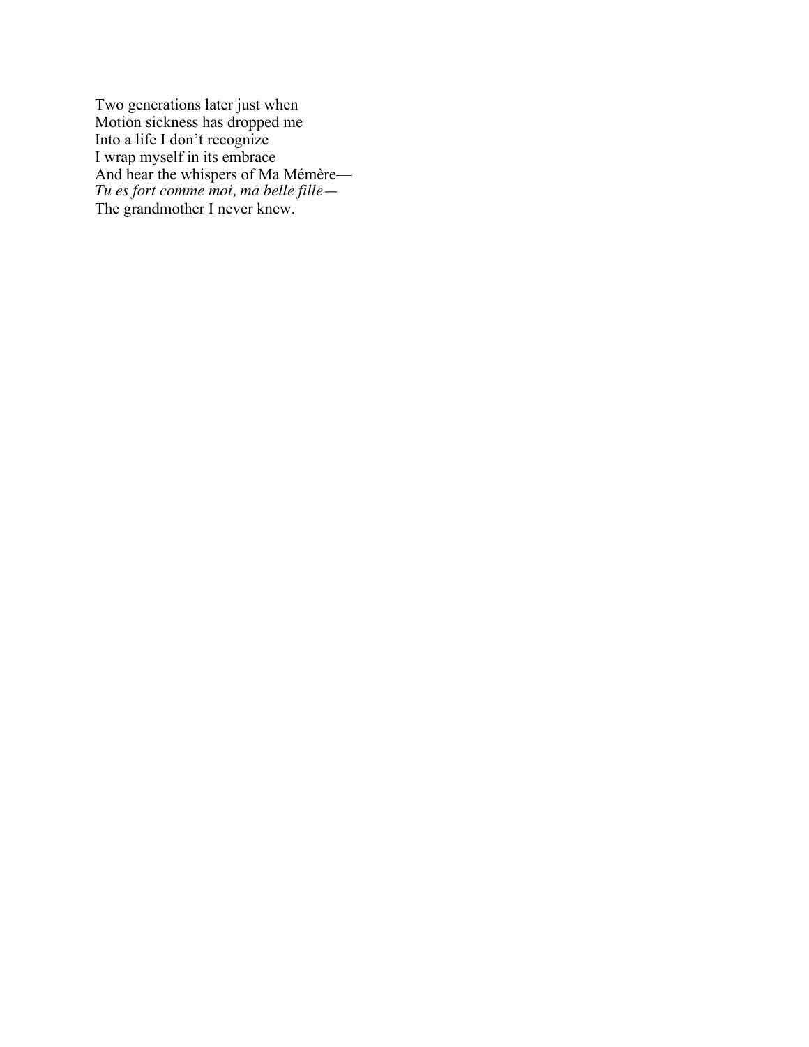Two generations later just when  
Motion sickness has dropped me  
Into a life I don't recognize  
I wrap myself in its embrace  
And hear the whispers of Ma Mémère—  
*Tu es fort comme moi, ma belle fille—*  
The grandmother I never knew.